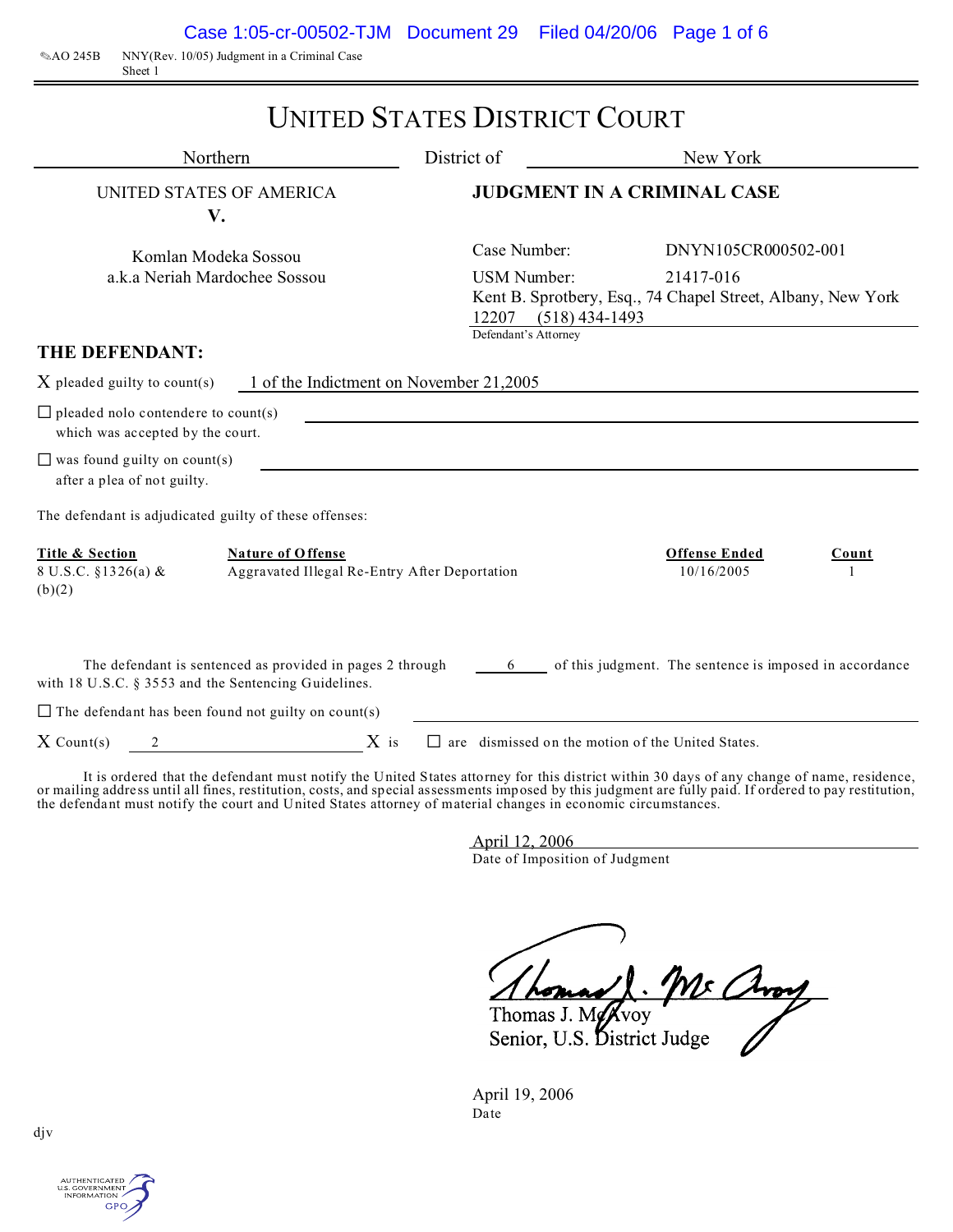AO 245B NNY(Rev. 10/05) Judgment in a Criminal Case
Sheet 1

# UNITED STATES DISTRICT COURT

Northern District of New York

UNITED STATES OF AMERICA
V.

Komlan Modeka Sossou
a.k.a Neriah Mardochee Sossou

**JUDGMENT IN A CRIMINAL CASE**

Case Number: DNYN105CR000502-001

USM Number: 21417-016

Kent B. Sprotbery, Esq., 74 Chapel Street, Albany, New York 12207 (518) 434-1493
Defendant's Attorney

## THE DEFENDANT:

X pleaded guilty to count(s) 1 of the Indictment on November 21,2005

☐ pleaded nolo contendere to count(s) which was accepted by the court.

☐ was found guilty on count(s) after a plea of not guilty.

The defendant is adjudicated guilty of these offenses:

| Title & Section | Nature of Offense | Offense Ended | Count |
|---|---|---|---|
| 8 U.S.C. §1326(a) & (b)(2) | Aggravated Illegal Re-Entry After Deportation | 10/16/2005 | 1 |

The defendant is sentenced as provided in pages 2 through 6 of this judgment. The sentence is imposed in accordance with 18 U.S.C. § 3553 and the Sentencing Guidelines.

☐ The defendant has been found not guilty on count(s)

X Count(s) 2 X is ☐ are dismissed on the motion of the United States.

It is ordered that the defendant must notify the United States attorney for this district within 30 days of any change of name, residence, or mailing address until all fines, restitution, costs, and special assessments imposed by this judgment are fully paid. If ordered to pay restitution, the defendant must notify the court and United States attorney of material changes in economic circumstances.

April 12, 2006
Date of Imposition of Judgment

Thomas J. McAvoy
Senior, U.S. District Judge

April 19, 2006
Date

djv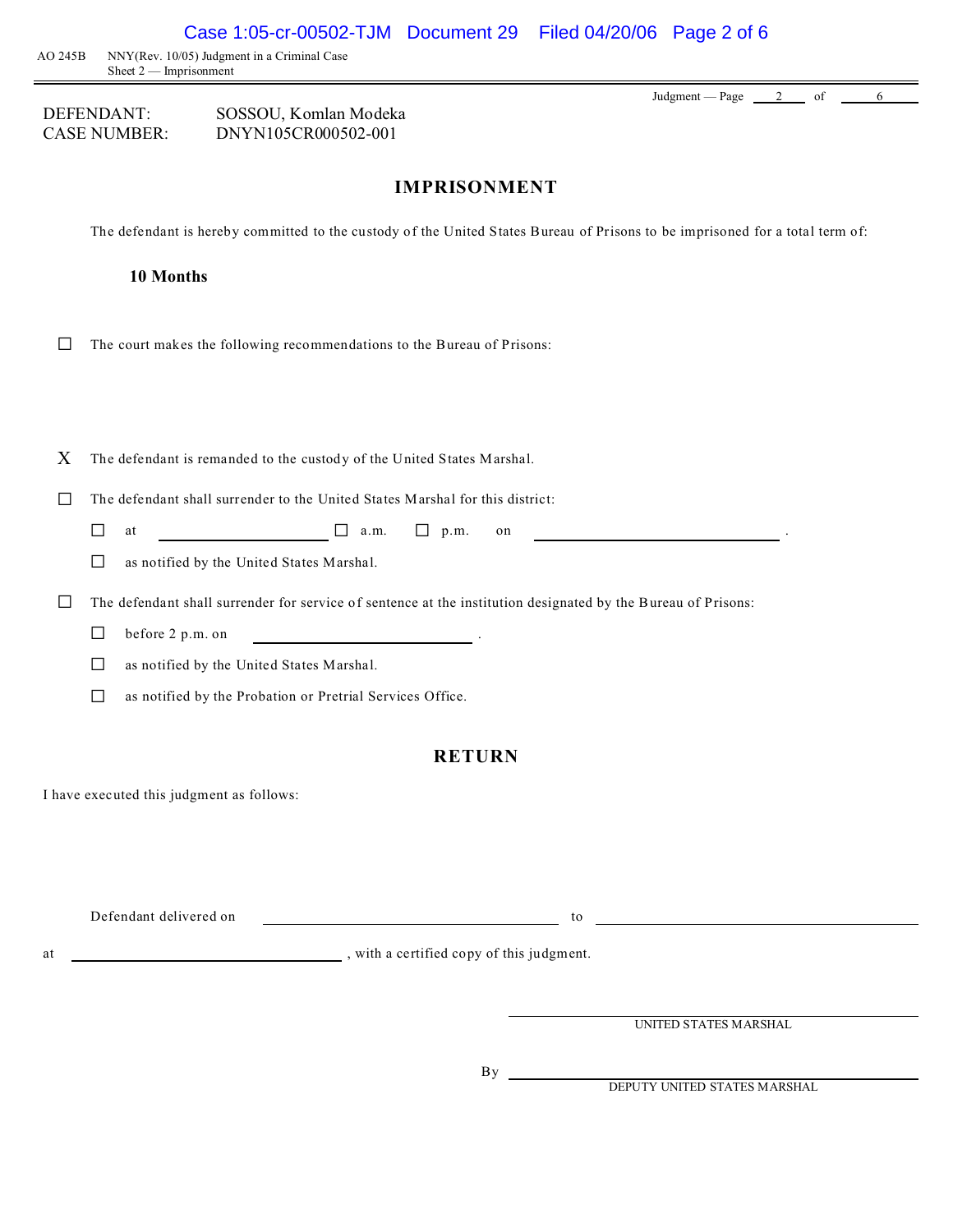AO 245B NNY(Rev. 10/05) Judgment in a Criminal Case
Sheet 2 — Imprisonment

Judgment — Page 2 of 6

DEFENDANT: SOSSOU, Komlan Modeka
CASE NUMBER: DNYN105CR000502-001

## IMPRISONMENT

The defendant is hereby committed to the custody of the United States Bureau of Prisons to be imprisoned for a total term of:

**10 Months**

☐ The court makes the following recommendations to the Bureau of Prisons:

X The defendant is remanded to the custody of the United States Marshal.

☐ The defendant shall surrender to the United States Marshal for this district:

- ☐ at ____________ ☐ a.m. ☐ p.m. on ____________ .
- ☐ as notified by the United States Marshal.

☐ The defendant shall surrender for service of sentence at the institution designated by the Bureau of Prisons:

- ☐ before 2 p.m. on ____________ .
- ☐ as notified by the United States Marshal.
- ☐ as notified by the Probation or Pretrial Services Office.

## RETURN

I have executed this judgment as follows:

Defendant delivered on ____________ to ____________

at ____________ , with a certified copy of this judgment.

____________
UNITED STATES MARSHAL

By ____________
DEPUTY UNITED STATES MARSHAL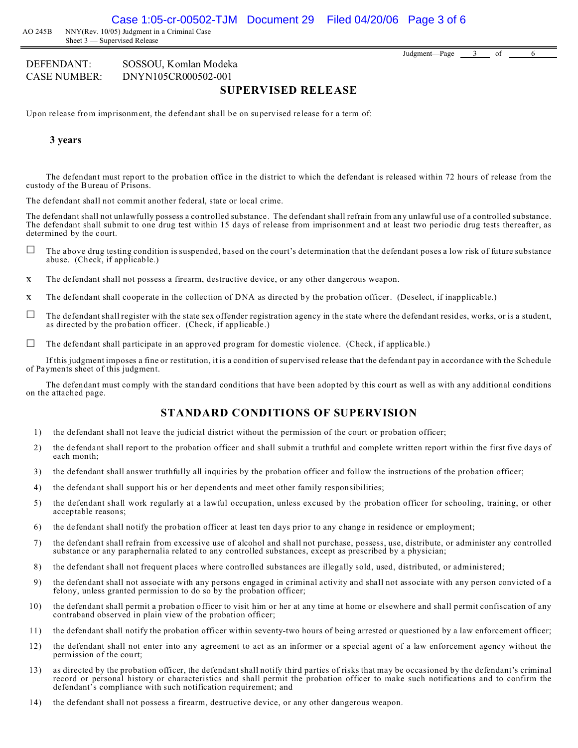AO 245B NNY(Rev. 10/05) Judgment in a Criminal Case
Sheet 3 — Supervised Release

DEFENDANT: SOSSOU, Komlan Modeka
CASE NUMBER: DNYN105CR000502-001

## SUPERVISED RELEASE

Upon release from imprisonment, the defendant shall be on supervised release for a term of:

**3 years**

The defendant must report to the probation office in the district to which the defendant is released within 72 hours of release from the custody of the Bureau of Prisons.

The defendant shall not commit another federal, state or local crime.

The defendant shall not unlawfully possess a controlled substance. The defendant shall refrain from any unlawful use of a controlled substance. The defendant shall submit to one drug test within 15 days of release from imprisonment and at least two periodic drug tests thereafter, as determined by the court.

☐ The above drug testing condition is suspended, based on the court's determination that the defendant poses a low risk of future substance abuse. (Check, if applicable.)

x The defendant shall not possess a firearm, destructive device, or any other dangerous weapon.

x The defendant shall cooperate in the collection of DNA as directed by the probation officer. (Deselect, if inapplicable.)

☐ The defendant shall register with the state sex offender registration agency in the state where the defendant resides, works, or is a student, as directed by the probation officer. (Check, if applicable.)

☐ The defendant shall participate in an approved program for domestic violence. (Check, if applicable.)

If this judgment imposes a fine or restitution, it is a condition of supervised release that the defendant pay in accordance with the Schedule of Payments sheet of this judgment.

The defendant must comply with the standard conditions that have been adopted by this court as well as with any additional conditions on the attached page.

## STANDARD CONDITIONS OF SUPERVISION

1) the defendant shall not leave the judicial district without the permission of the court or probation officer;
2) the defendant shall report to the probation officer and shall submit a truthful and complete written report within the first five days of each month;
3) the defendant shall answer truthfully all inquiries by the probation officer and follow the instructions of the probation officer;
4) the defendant shall support his or her dependents and meet other family responsibilities;
5) the defendant shall work regularly at a lawful occupation, unless excused by the probation officer for schooling, training, or other acceptable reasons;
6) the defendant shall notify the probation officer at least ten days prior to any change in residence or employment;
7) the defendant shall refrain from excessive use of alcohol and shall not purchase, possess, use, distribute, or administer any controlled substance or any paraphernalia related to any controlled substances, except as prescribed by a physician;
8) the defendant shall not frequent places where controlled substances are illegally sold, used, distributed, or administered;
9) the defendant shall not associate with any persons engaged in criminal activity and shall not associate with any person convicted of a felony, unless granted permission to do so by the probation officer;
10) the defendant shall permit a probation officer to visit him or her at any time at home or elsewhere and shall permit confiscation of any contraband observed in plain view of the probation officer;
11) the defendant shall notify the probation officer within seventy-two hours of being arrested or questioned by a law enforcement officer;
12) the defendant shall not enter into any agreement to act as an informer or a special agent of a law enforcement agency without the permission of the court;
13) as directed by the probation officer, the defendant shall notify third parties of risks that may be occasioned by the defendant's criminal record or personal history or characteristics and shall permit the probation officer to make such notifications and to confirm the defendant's compliance with such notification requirement; and
14) the defendant shall not possess a firearm, destructive device, or any other dangerous weapon.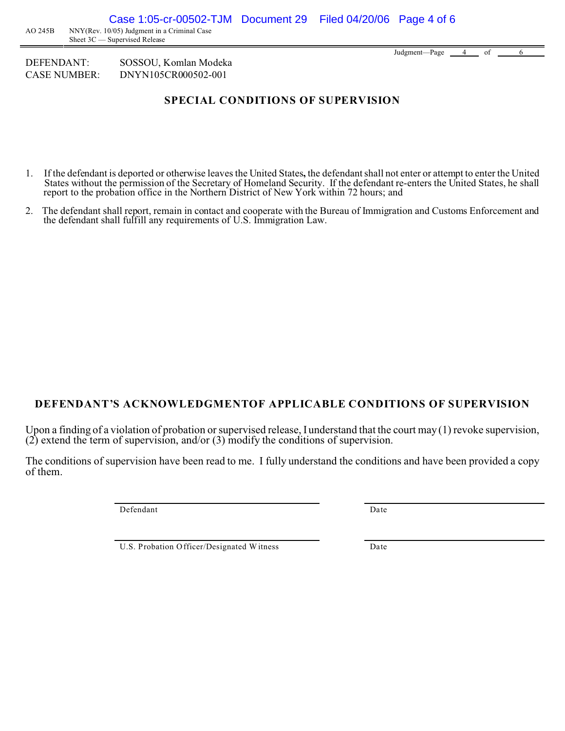AO 245B NNY(Rev. 10/05) Judgment in a Criminal Case
Sheet 3C — Supervised Release

DEFENDANT: SOSSOU, Komlan Modeka
CASE NUMBER: DNYN105CR000502-001

## SPECIAL CONDITIONS OF SUPERVISION

1. If the defendant is deported or otherwise leaves the United States, the defendant shall not enter or attempt to enter the United States without the permission of the Secretary of Homeland Security. If the defendant re-enters the United States, he shall report to the probation office in the Northern District of New York within 72 hours; and

2. The defendant shall report, remain in contact and cooperate with the Bureau of Immigration and Customs Enforcement and the defendant shall fulfill any requirements of U.S. Immigration Law.

## DEFENDANT'S ACKNOWLEDGMENTOF APPLICABLE CONDITIONS OF SUPERVISION

Upon a finding of a violation of probation or supervised release, I understand that the court may (1) revoke supervision, (2) extend the term of supervision, and/or (3) modify the conditions of supervision.

The conditions of supervision have been read to me. I fully understand the conditions and have been provided a copy of them.

| | |
|---|---|
| Defendant | Date |
| U.S. Probation Officer/Designated Witness | Date |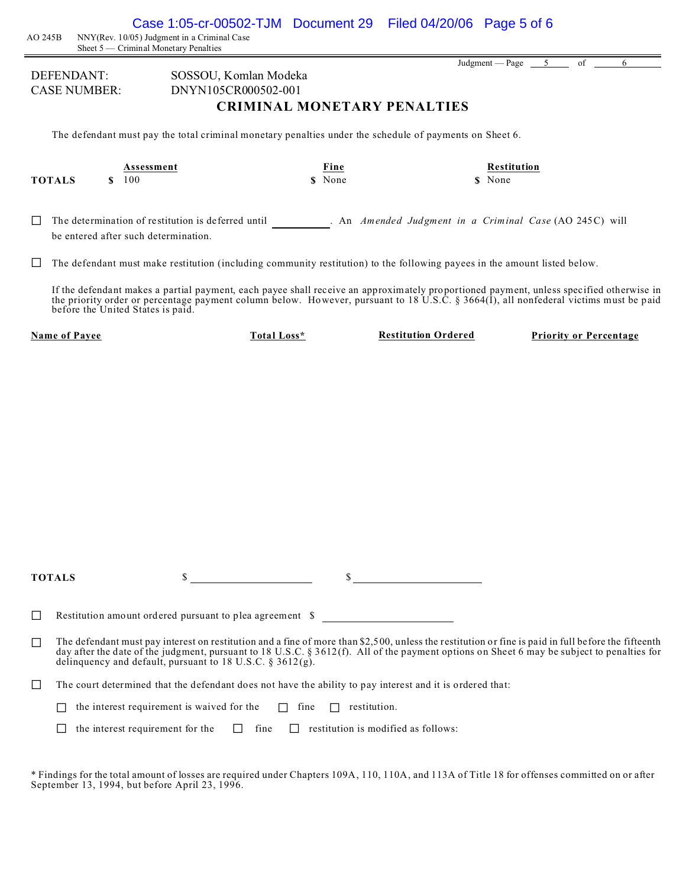AO 245B NNY(Rev. 10/05) Judgment in a Criminal Case
Sheet 5 — Criminal Monetary Penalties

Judgment — Page 5 of 6

DEFENDANT: SOSSOU, Komlan Modeka
CASE NUMBER: DNYN105CR000502-001

## CRIMINAL MONETARY PENALTIES

The defendant must pay the total criminal monetary penalties under the schedule of payments on Sheet 6.

| | Assessment | Fine | Restitution |
|---|---|---|---|
| **TOTALS** | $ 100 | $ None | $ None |

☐ The determination of restitution is deferred until __________. An *Amended Judgment in a Criminal Case* (AO 245C) will be entered after such determination.

☐ The defendant must make restitution (including community restitution) to the following payees in the amount listed below.

If the defendant makes a partial payment, each payee shall receive an approximately proportioned payment, unless specified otherwise in the priority order or percentage payment column below. However, pursuant to 18 U.S.C. § 3664(I), all nonfederal victims must be paid before the United States is paid.

| Name of Payee | Total Loss* | Restitution Ordered | Priority or Percentage |
|---|---|---|---|
| | | | |
| **TOTALS** | $ ______________ | $ ______________ | |

☐ Restitution amount ordered pursuant to plea agreement $ ______________

☐ The defendant must pay interest on restitution and a fine of more than $2,500, unless the restitution or fine is paid in full before the fifteenth day after the date of the judgment, pursuant to 18 U.S.C. § 3612(f). All of the payment options on Sheet 6 may be subject to penalties for delinquency and default, pursuant to 18 U.S.C. § 3612(g).

☐ The court determined that the defendant does not have the ability to pay interest and it is ordered that:

☐ the interest requirement is waived for the ☐ fine ☐ restitution.

☐ the interest requirement for the ☐ fine ☐ restitution is modified as follows:

\* Findings for the total amount of losses are required under Chapters 109A, 110, 110A, and 113A of Title 18 for offenses committed on or after September 13, 1994, but before April 23, 1996.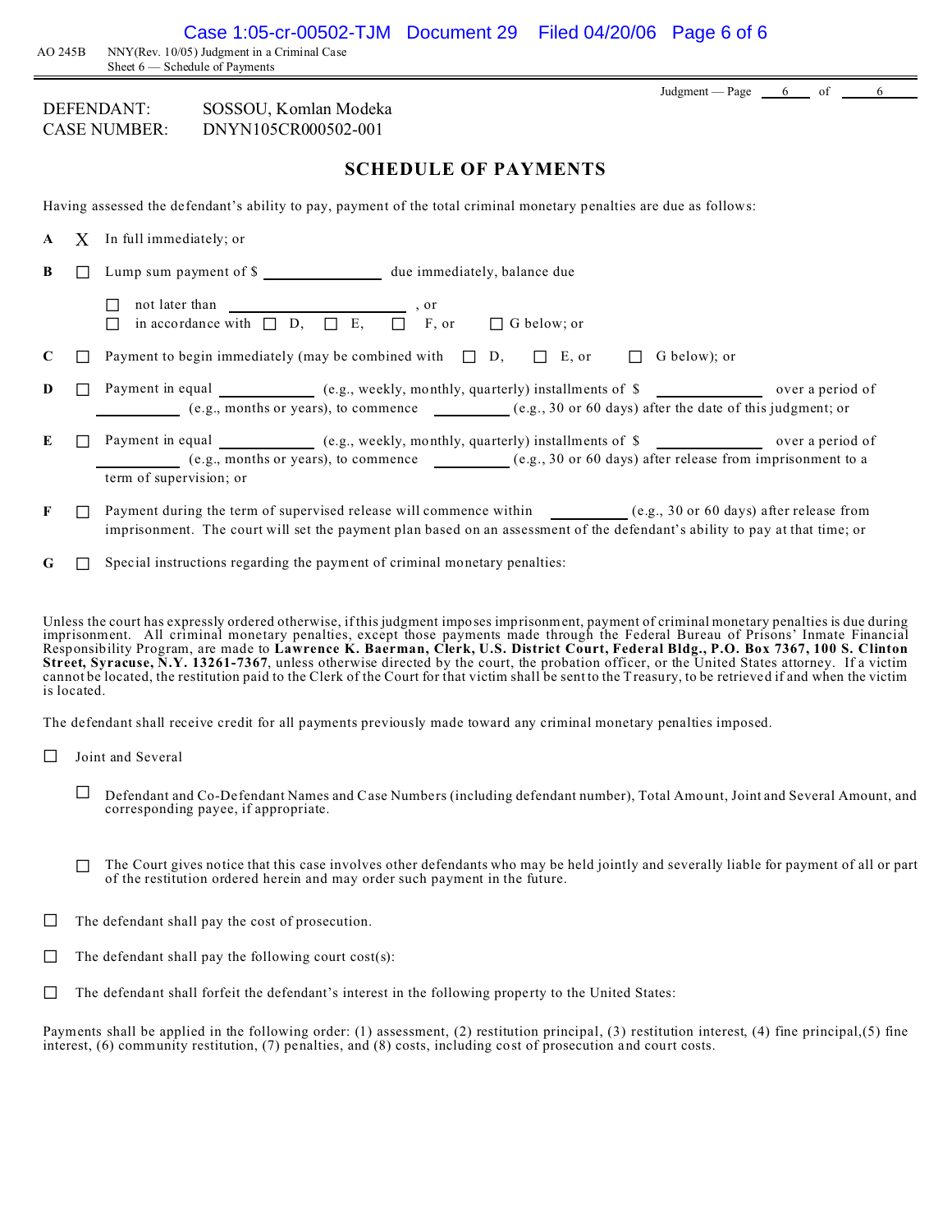AO 245B NNY(Rev. 10/05) Judgment in a Criminal Case
Sheet 6 — Schedule of Payments

DEFENDANT: SOSSOU, Komlan Modeka
CASE NUMBER: DNYN105CR000502-001

## SCHEDULE OF PAYMENTS

Having assessed the defendant's ability to pay, payment of the total criminal monetary penalties are due as follows:

**A** ☒ In full immediately; or

**B** ☐ Lump sum payment of $ \_\_\_\_\_\_\_\_\_\_ due immediately, balance due

☐ not later than \_\_\_\_\_\_\_\_\_\_ , or
☐ in accordance with ☐ D, ☐ E, ☐ F, or ☐ G below; or

**C** ☐ Payment to begin immediately (may be combined with ☐ D, ☐ E, or ☐ G below); or

**D** ☐ Payment in equal \_\_\_\_\_\_\_\_\_\_ (e.g., weekly, monthly, quarterly) installments of $ \_\_\_\_\_\_\_\_\_\_ over a period of \_\_\_\_\_\_\_\_\_\_ (e.g., months or years), to commence \_\_\_\_\_\_\_\_\_\_ (e.g., 30 or 60 days) after the date of this judgment; or

**E** ☐ Payment in equal \_\_\_\_\_\_\_\_\_\_ (e.g., weekly, monthly, quarterly) installments of $ \_\_\_\_\_\_\_\_\_\_ over a period of \_\_\_\_\_\_\_\_\_\_ (e.g., months or years), to commence \_\_\_\_\_\_\_\_\_\_ (e.g., 30 or 60 days) after release from imprisonment to a term of supervision; or

**F** ☐ Payment during the term of supervised release will commence within \_\_\_\_\_\_\_\_\_\_ (e.g., 30 or 60 days) after release from imprisonment. The court will set the payment plan based on an assessment of the defendant's ability to pay at that time; or

**G** ☐ Special instructions regarding the payment of criminal monetary penalties:

Unless the court has expressly ordered otherwise, if this judgment imposes imprisonment, payment of criminal monetary penalties is due during imprisonment. All criminal monetary penalties, except those payments made through the Federal Bureau of Prisons' Inmate Financial Responsibility Program, are made to **Lawrence K. Baerman, Clerk, U.S. District Court, Federal Bldg., P.O. Box 7367, 100 S. Clinton Street, Syracuse, N.Y. 13261-7367**, unless otherwise directed by the court, the probation officer, or the United States attorney. If a victim cannot be located, the restitution paid to the Clerk of the Court for that victim shall be sent to the Treasury, to be retrieved if and when the victim is located.

The defendant shall receive credit for all payments previously made toward any criminal monetary penalties imposed.

☐ Joint and Several

☐ Defendant and Co-Defendant Names and Case Numbers (including defendant number), Total Amount, Joint and Several Amount, and corresponding payee, if appropriate.

☐ The Court gives notice that this case involves other defendants who may be held jointly and severally liable for payment of all or part of the restitution ordered herein and may order such payment in the future.

☐ The defendant shall pay the cost of prosecution.

☐ The defendant shall pay the following court cost(s):

☐ The defendant shall forfeit the defendant's interest in the following property to the United States:

Payments shall be applied in the following order: (1) assessment, (2) restitution principal, (3) restitution interest, (4) fine principal,(5) fine interest, (6) community restitution, (7) penalties, and (8) costs, including cost of prosecution and court costs.